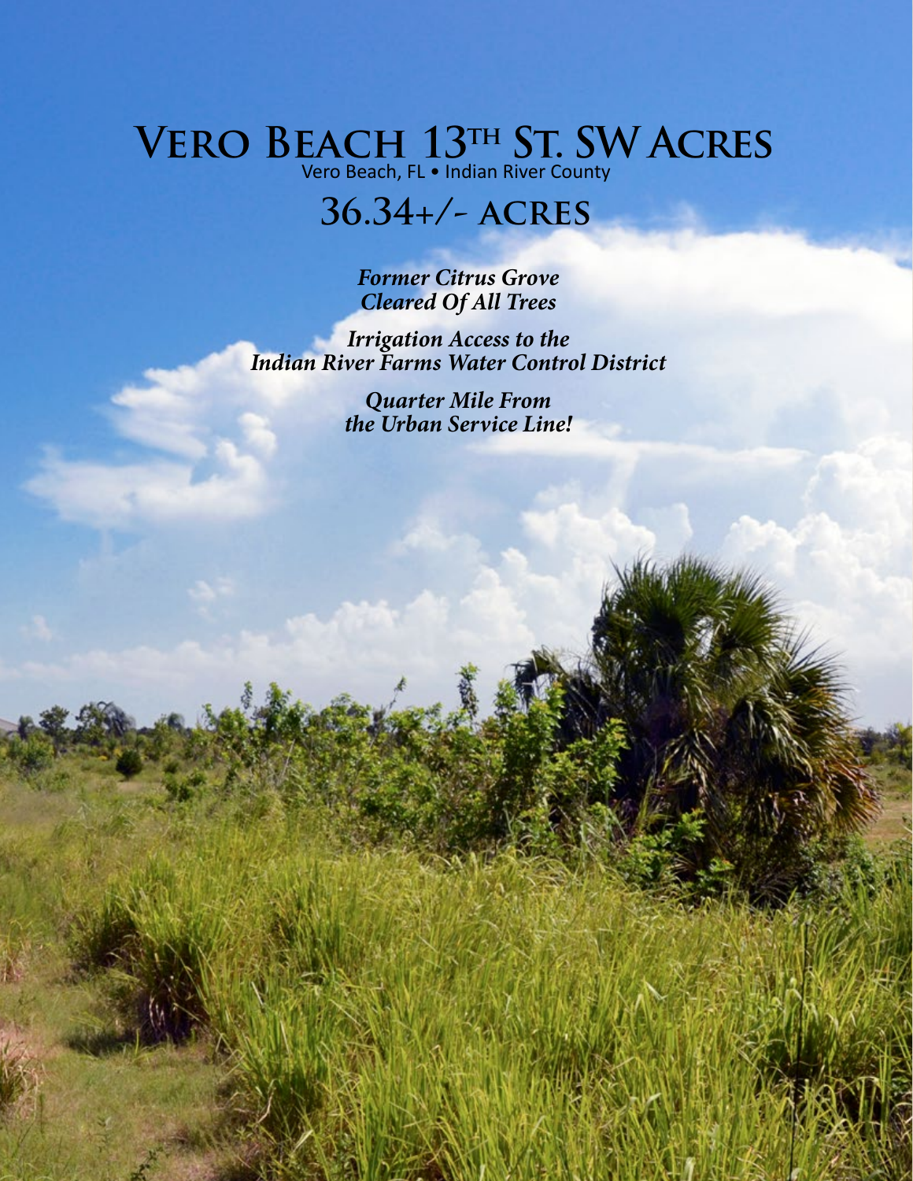# Vero Beach 13th St. SW Acres

Vero Beach, FL • Indian River County

## 36.34+/- acres

***Former Citrus Grove***
***Cleared Of All Trees***

***Irrigation Access to the***
***Indian River Farms Water Control District***

***Quarter Mile From***
***the Urban Service Line!***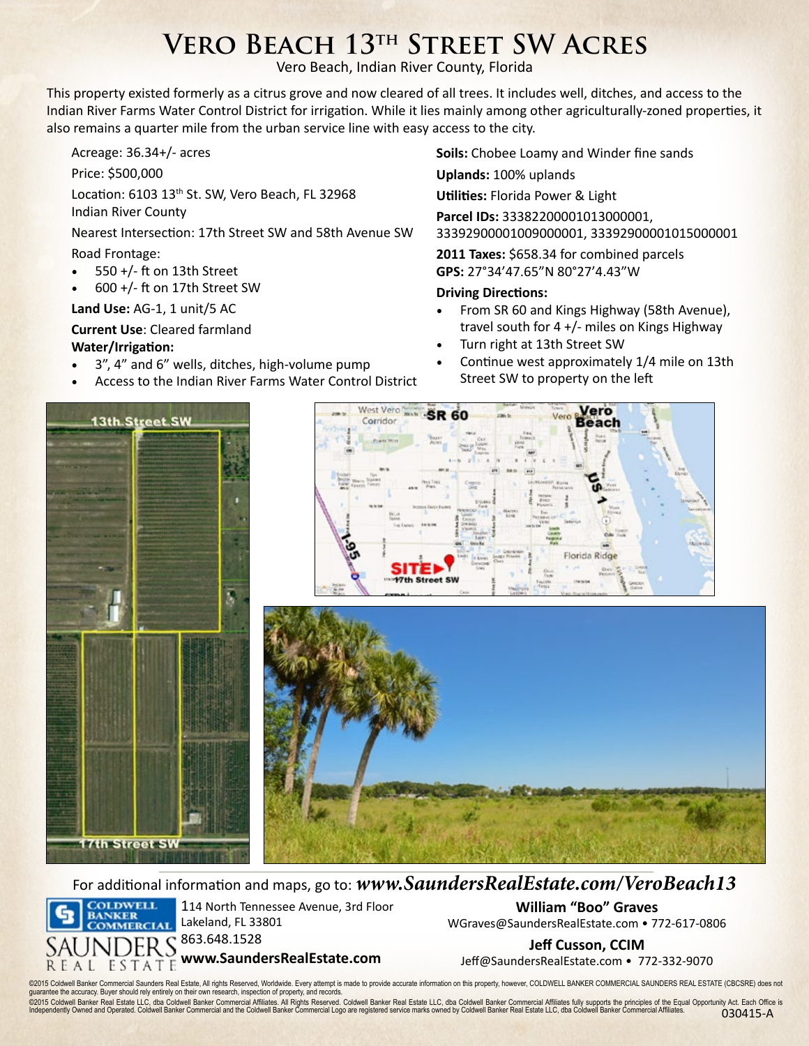# Vero Beach 13th Street SW Acres

Vero Beach, Indian River County, Florida

This property existed formerly as a citrus grove and now cleared of all trees. It includes well, ditches, and access to the Indian River Farms Water Control District for irrigation. While it lies mainly among other agriculturally-zoned properties, it also remains a quarter mile from the urban service line with easy access to the city.

Acreage: 36.34+/- acres

Price: $500,000

Location: 6103 13th St. SW, Vero Beach, FL 32968
Indian River County

Nearest Intersection: 17th Street SW and 58th Avenue SW

Road Frontage:

- 550 +/- ft on 13th Street
- 600 +/- ft on 17th Street SW

**Land Use:** AG-1, 1 unit/5 AC

**Current Use**: Cleared farmland

**Water/Irrigation:**

- 3", 4" and 6" wells, ditches, high-volume pump
- Access to the Indian River Farms Water Control District

**Soils:** Chobee Loamy and Winder fine sands

**Uplands:** 100% uplands

**Utilities:** Florida Power & Light

**Parcel IDs:** 33382200001013000001, 33392900001009000001, 33392900001015000001

**2011 Taxes:** $658.34 for combined parcels

**GPS:** 27°34'47.65"N 80°27'4.43"W

**Driving Directions:**

- From SR 60 and Kings Highway (58th Avenue), travel south for 4 +/- miles on Kings Highway
- Turn right at 13th Street SW
- Continue west approximately 1/4 mile on 13th Street SW to property on the left

13th Street SW

17th Street SW

SR 60

Vero Beach

SITE

17th Street SW

For additional information and maps, go to: ***www.SaundersRealEstate.com/VeroBeach13***

Coldwell Banker Commercial
Saunders Real Estate

114 North Tennessee Avenue, 3rd Floor
Lakeland, FL 33801
863.648.1528
**www.SaundersRealEstate.com**

**William "Boo" Graves**
WGraves@SaundersRealEstate.com • 772-617-0806

**Jeff Cusson, CCIM**
Jeff@SaundersRealEstate.com • 772-332-9070

©2015 Coldwell Banker Commercial Saunders Real Estate, All rights Reserved, Worldwide. Every attempt is made to provide accurate information on this property, however, COLDWELL BANKER COMMERCIAL SAUNDERS REAL ESTATE (CBCSRE) does not guarantee the accuracy. Buyer should rely entirely on their own research, inspection of property, and records.

©2015 Coldwell Banker Real Estate LLC, dba Coldwell Banker Commercial Affiliates. All Rights Reserved. Coldwell Banker Real Estate LLC, dba Coldwell Banker Commercial Affiliates fully supports the principles of the Equal Opportunity Act. Each Office is Independently Owned and Operated. Coldwell Banker Commercial and the Coldwell Banker Commercial Logo are registered service marks owned by Coldwell Banker Real Estate LLC, dba Coldwell Banker Commercial Affiliates.

030415-A